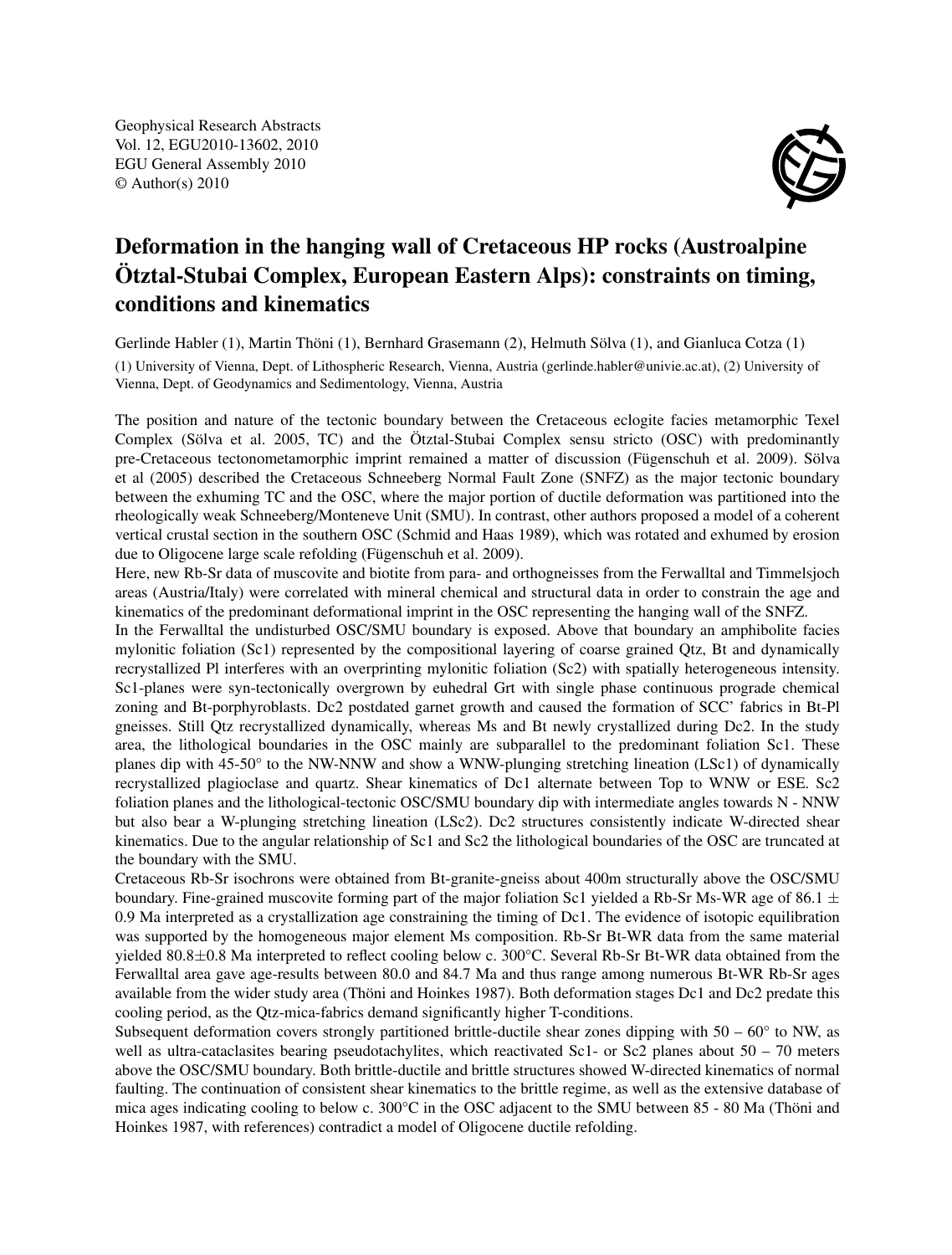Geophysical Research Abstracts
Vol. 12, EGU2010-13602, 2010
EGU General Assembly 2010
© Author(s) 2010

# Deformation in the hanging wall of Cretaceous HP rocks (Austroalpine Ötztal-Stubai Complex, European Eastern Alps): constraints on timing, conditions and kinematics

Gerlinde Habler (1), Martin Thöni (1), Bernhard Grasemann (2), Helmuth Sölva (1), and Gianluca Cotza (1)

(1) University of Vienna, Dept. of Lithospheric Research, Vienna, Austria (gerlinde.habler@univie.ac.at), (2) University of Vienna, Dept. of Geodynamics and Sedimentology, Vienna, Austria

The position and nature of the tectonic boundary between the Cretaceous eclogite facies metamorphic Texel Complex (Sölva et al. 2005, TC) and the Ötztal-Stubai Complex sensu stricto (OSC) with predominantly pre-Cretaceous tectonometamorphic imprint remained a matter of discussion (Fügenschuh et al. 2009). Sölva et al (2005) described the Cretaceous Schneeberg Normal Fault Zone (SNFZ) as the major tectonic boundary between the exhuming TC and the OSC, where the major portion of ductile deformation was partitioned into the rheologically weak Schneeberg/Monteneve Unit (SMU). In contrast, other authors proposed a model of a coherent vertical crustal section in the southern OSC (Schmid and Haas 1989), which was rotated and exhumed by erosion due to Oligocene large scale refolding (Fügenschuh et al. 2009).

Here, new Rb-Sr data of muscovite and biotite from para- and orthogneisses from the Ferwalltal and Timmelsjoch areas (Austria/Italy) were correlated with mineral chemical and structural data in order to constrain the age and kinematics of the predominant deformational imprint in the OSC representing the hanging wall of the SNFZ.

In the Ferwalltal the undisturbed OSC/SMU boundary is exposed. Above that boundary an amphibolite facies mylonitic foliation (Sc1) represented by the compositional layering of coarse grained Qtz, Bt and dynamically recrystallized Pl interferes with an overprinting mylonitic foliation (Sc2) with spatially heterogeneous intensity. Sc1-planes were syn-tectonically overgrown by euhedral Grt with single phase continuous prograde chemical zoning and Bt-porphyroblasts. Dc2 postdated garnet growth and caused the formation of SCC' fabrics in Bt-Pl gneisses. Still Qtz recrystallized dynamically, whereas Ms and Bt newly crystallized during Dc2. In the study area, the lithological boundaries in the OSC mainly are subparallel to the predominant foliation Sc1. These planes dip with 45-50° to the NW-NNW and show a WNW-plunging stretching lineation (LSc1) of dynamically recrystallized plagioclase and quartz. Shear kinematics of Dc1 alternate between Top to WNW or ESE. Sc2 foliation planes and the lithological-tectonic OSC/SMU boundary dip with intermediate angles towards N - NNW but also bear a W-plunging stretching lineation (LSc2). Dc2 structures consistently indicate W-directed shear kinematics. Due to the angular relationship of Sc1 and Sc2 the lithological boundaries of the OSC are truncated at the boundary with the SMU.

Cretaceous Rb-Sr isochrons were obtained from Bt-granite-gneiss about 400m structurally above the OSC/SMU boundary. Fine-grained muscovite forming part of the major foliation Sc1 yielded a Rb-Sr Ms-WR age of 86.1 $\pm$ 0.9 Ma interpreted as a crystallization age constraining the timing of Dc1. The evidence of isotopic equilibration was supported by the homogeneous major element Ms composition. Rb-Sr Bt-WR data from the same material yielded 80.8$\pm$0.8 Ma interpreted to reflect cooling below c. 300°C. Several Rb-Sr Bt-WR data obtained from the Ferwalltal area gave age-results between 80.0 and 84.7 Ma and thus range among numerous Bt-WR Rb-Sr ages available from the wider study area (Thöni and Hoinkes 1987). Both deformation stages Dc1 and Dc2 predate this cooling period, as the Qtz-mica-fabrics demand significantly higher T-conditions.

Subsequent deformation covers strongly partitioned brittle-ductile shear zones dipping with 50 – 60° to NW, as well as ultra-cataclasites bearing pseudotachylites, which reactivated Sc1- or Sc2 planes about 50 – 70 meters above the OSC/SMU boundary. Both brittle-ductile and brittle structures showed W-directed kinematics of normal faulting. The continuation of consistent shear kinematics to the brittle regime, as well as the extensive database of mica ages indicating cooling to below c. 300°C in the OSC adjacent to the SMU between 85 - 80 Ma (Thöni and Hoinkes 1987, with references) contradict a model of Oligocene ductile refolding.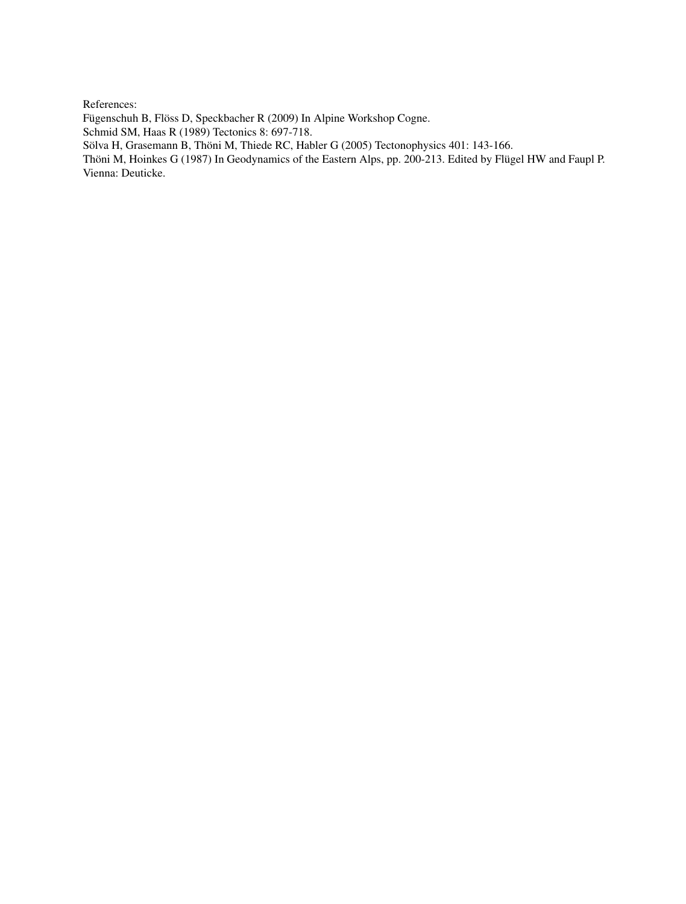References:

Fügenschuh B, Flöss D, Speckbacher R (2009) In Alpine Workshop Cogne.

Schmid SM, Haas R (1989) Tectonics 8: 697-718.

Sölva H, Grasemann B, Thöni M, Thiede RC, Habler G (2005) Tectonophysics 401: 143-166.

Thöni M, Hoinkes G (1987) In Geodynamics of the Eastern Alps, pp. 200-213. Edited by Flügel HW and Faupl P. Vienna: Deuticke.